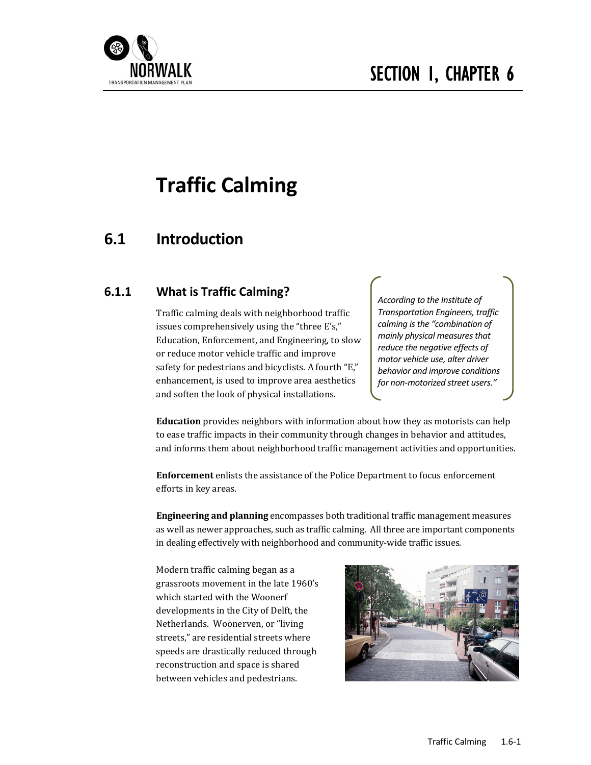# Traffic Calming

## 6.1 Introduction

### 6.1.1 What is Traffic Calming?

Traffic calming deals with neighborhood traffic issues comprehensively using the "three E's," Education, Enforcement, and Engineering, to slow or reduce motor vehicle traffic and improve safety for pedestrians and bicyclists. A fourth "E," enhancement, is used to improve area aesthetics and soften the look of physical installations.

*According to the Institute of Transportation Engineers, traffic calming is the "combination of mainly physical measures that reduce the negative effects of motor vehicle use, alter driver behavior and improve conditions for non-motorized street users."*

**Education** provides neighbors with information about how they as motorists can help to ease traffic impacts in their community through changes in behavior and attitudes, and informs them about neighborhood traffic management activities and opportunities.

**Enforcement** enlists the assistance of the Police Department to focus enforcement efforts in key areas.

**Engineering and planning** encompasses both traditional traffic management measures as well as newer approaches, such as traffic calming. All three are important components in dealing effectively with neighborhood and community-wide traffic issues.

Modern traffic calming began as a grassroots movement in the late 1960's which started with the Woonerf developments in the City of Delft, the Netherlands. Woonerven, or "living streets," are residential streets where speeds are drastically reduced through reconstruction and space is shared between vehicles and pedestrians.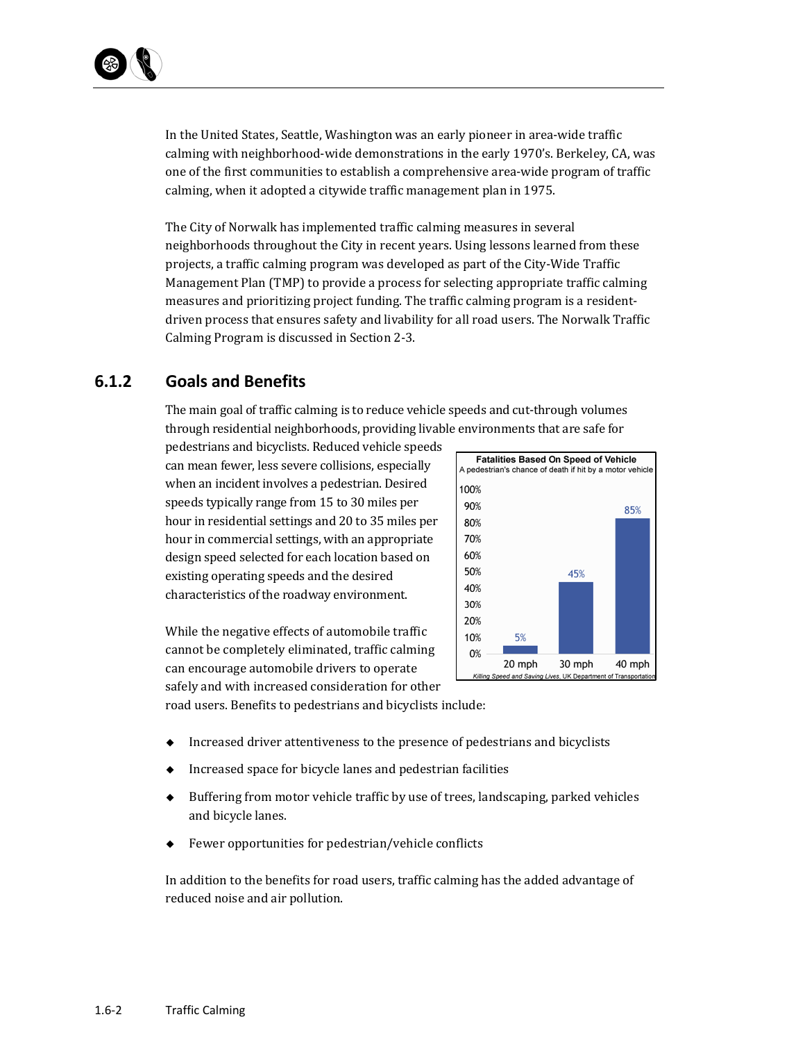In the United States, Seattle, Washington was an early pioneer in area-wide traffic calming with neighborhood-wide demonstrations in the early 1970's. Berkeley, CA, was one of the first communities to establish a comprehensive area-wide program of traffic calming, when it adopted a citywide traffic management plan in 1975.

The City of Norwalk has implemented traffic calming measures in several neighborhoods throughout the City in recent years. Using lessons learned from these projects, a traffic calming program was developed as part of the City-Wide Traffic Management Plan (TMP) to provide a process for selecting appropriate traffic calming measures and prioritizing project funding. The traffic calming program is a resident-driven process that ensures safety and livability for all road users. The Norwalk Traffic Calming Program is discussed in Section 2-3.

### 6.1.2 Goals and Benefits

The main goal of traffic calming is to reduce vehicle speeds and cut-through volumes through residential neighborhoods, providing livable environments that are safe for pedestrians and bicyclists. Reduced vehicle speeds can mean fewer, less severe collisions, especially when an incident involves a pedestrian. Desired speeds typically range from 15 to 30 miles per hour in residential settings and 20 to 35 miles per hour in commercial settings, with an appropriate design speed selected for each location based on existing operating speeds and the desired characteristics of the roadway environment.

**Fatalities Based On Speed of Vehicle**
A pedestrian's chance of death if hit by a motor vehicle

| Speed | Chance of death |
|---|---|
| 20 mph | 5% |
| 30 mph | 45% |
| 40 mph | 85% |

*Killing Speed and Saving Lives*, UK Department of Transportation

While the negative effects of automobile traffic cannot be completely eliminated, traffic calming can encourage automobile drivers to operate safely and with increased consideration for other road users. Benefits to pedestrians and bicyclists include:

- Increased driver attentiveness to the presence of pedestrians and bicyclists
- Increased space for bicycle lanes and pedestrian facilities
- Buffering from motor vehicle traffic by use of trees, landscaping, parked vehicles and bicycle lanes.
- Fewer opportunities for pedestrian/vehicle conflicts

In addition to the benefits for road users, traffic calming has the added advantage of reduced noise and air pollution.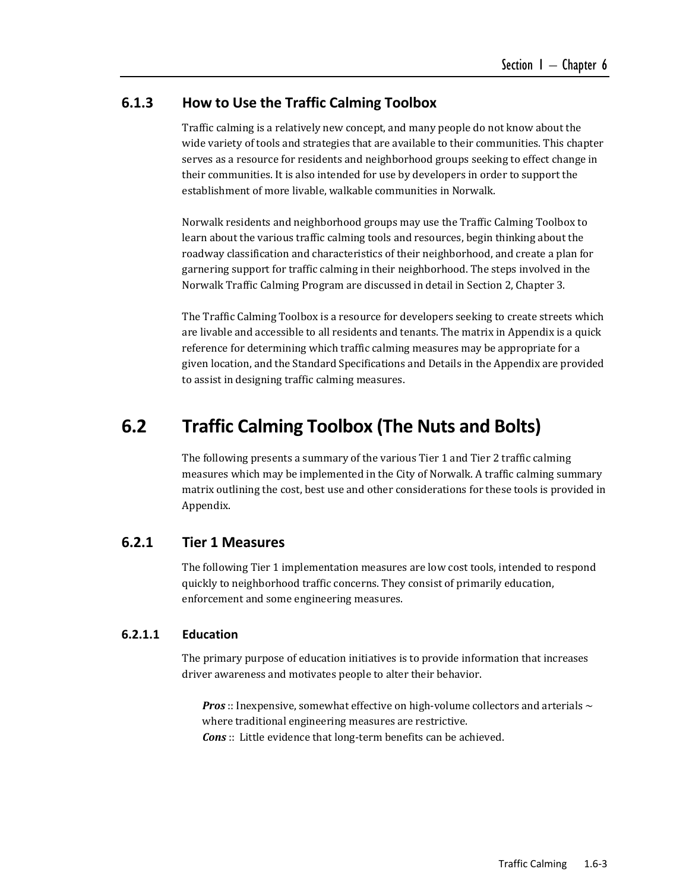### 6.1.3 How to Use the Traffic Calming Toolbox

Traffic calming is a relatively new concept, and many people do not know about the wide variety of tools and strategies that are available to their communities. This chapter serves as a resource for residents and neighborhood groups seeking to effect change in their communities. It is also intended for use by developers in order to support the establishment of more livable, walkable communities in Norwalk.

Norwalk residents and neighborhood groups may use the Traffic Calming Toolbox to learn about the various traffic calming tools and resources, begin thinking about the roadway classification and characteristics of their neighborhood, and create a plan for garnering support for traffic calming in their neighborhood. The steps involved in the Norwalk Traffic Calming Program are discussed in detail in Section 2, Chapter 3.

The Traffic Calming Toolbox is a resource for developers seeking to create streets which are livable and accessible to all residents and tenants. The matrix in Appendix is a quick reference for determining which traffic calming measures may be appropriate for a given location, and the Standard Specifications and Details in the Appendix are provided to assist in designing traffic calming measures.

## 6.2 Traffic Calming Toolbox (The Nuts and Bolts)

The following presents a summary of the various Tier 1 and Tier 2 traffic calming measures which may be implemented in the City of Norwalk. A traffic calming summary matrix outlining the cost, best use and other considerations for these tools is provided in Appendix.

### 6.2.1 Tier 1 Measures

The following Tier 1 implementation measures are low cost tools, intended to respond quickly to neighborhood traffic concerns. They consist of primarily education, enforcement and some engineering measures.

#### 6.2.1.1 Education

The primary purpose of education initiatives is to provide information that increases driver awareness and motivates people to alter their behavior.

> ***Pros*** :: Inexpensive, somewhat effective on high-volume collectors and arterials ~ where traditional engineering measures are restrictive.
> ***Cons*** :: Little evidence that long-term benefits can be achieved.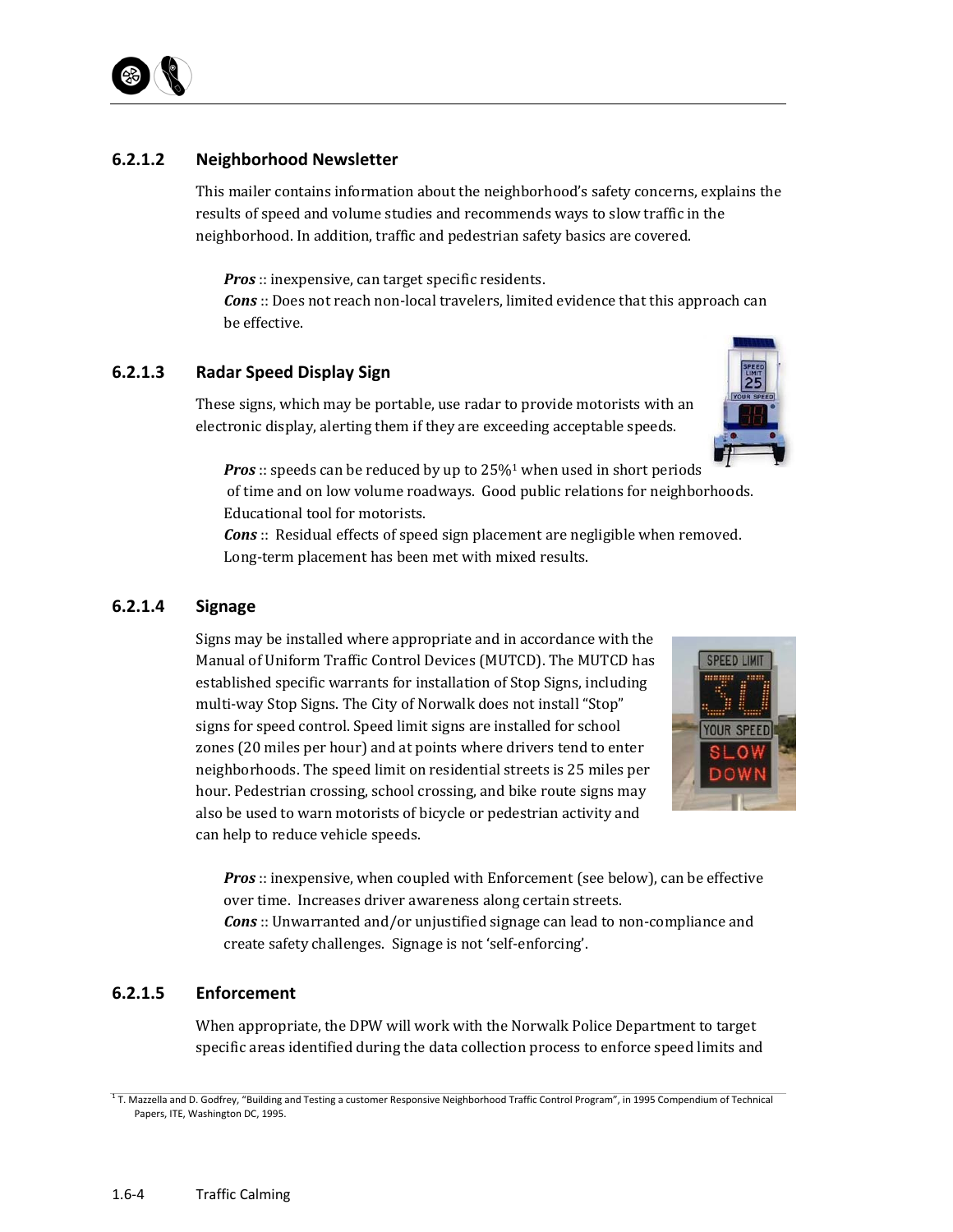### 6.2.1.2 Neighborhood Newsletter

This mailer contains information about the neighborhood's safety concerns, explains the results of speed and volume studies and recommends ways to slow traffic in the neighborhood. In addition, traffic and pedestrian safety basics are covered.

***Pros*** :: inexpensive, can target specific residents.
***Cons*** :: Does not reach non-local travelers, limited evidence that this approach can be effective.

### 6.2.1.3 Radar Speed Display Sign

These signs, which may be portable, use radar to provide motorists with an electronic display, alerting them if they are exceeding acceptable speeds.

***Pros*** :: speeds can be reduced by up to 25%[1] when used in short periods of time and on low volume roadways. Good public relations for neighborhoods. Educational tool for motorists.
***Cons*** :: Residual effects of speed sign placement are negligible when removed. Long-term placement has been met with mixed results.

### 6.2.1.4 Signage

Signs may be installed where appropriate and in accordance with the Manual of Uniform Traffic Control Devices (MUTCD). The MUTCD has established specific warrants for installation of Stop Signs, including multi-way Stop Signs. The City of Norwalk does not install "Stop" signs for speed control. Speed limit signs are installed for school zones (20 miles per hour) and at points where drivers tend to enter neighborhoods. The speed limit on residential streets is 25 miles per hour. Pedestrian crossing, school crossing, and bike route signs may also be used to warn motorists of bicycle or pedestrian activity and can help to reduce vehicle speeds.

***Pros*** :: inexpensive, when coupled with Enforcement (see below), can be effective over time. Increases driver awareness along certain streets.
***Cons*** :: Unwarranted and/or unjustified signage can lead to non-compliance and create safety challenges. Signage is not 'self-enforcing'.

### 6.2.1.5 Enforcement

When appropriate, the DPW will work with the Norwalk Police Department to target specific areas identified during the data collection process to enforce speed limits and

[1] T. Mazzella and D. Godfrey, "Building and Testing a customer Responsive Neighborhood Traffic Control Program", in 1995 Compendium of Technical Papers, ITE, Washington DC, 1995.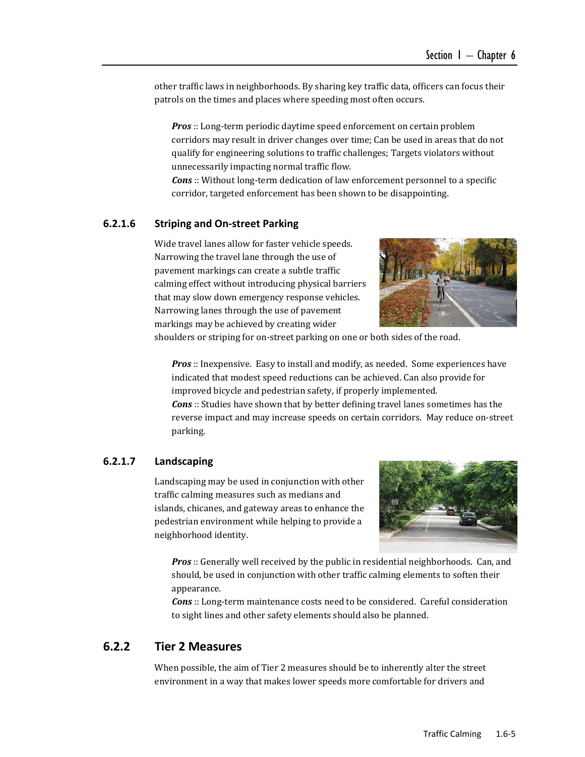other traffic laws in neighborhoods. By sharing key traffic data, officers can focus their patrols on the times and places where speeding most often occurs.

***Pros*** :: Long-term periodic daytime speed enforcement on certain problem corridors may result in driver changes over time; Can be used in areas that do not qualify for engineering solutions to traffic challenges; Targets violators without unnecessarily impacting normal traffic flow.
***Cons*** :: Without long-term dedication of law enforcement personnel to a specific corridor, targeted enforcement has been shown to be disappointing.

#### 6.2.1.6 Striping and On-street Parking

Wide travel lanes allow for faster vehicle speeds. Narrowing the travel lane through the use of pavement markings can create a subtle traffic calming effect without introducing physical barriers that may slow down emergency response vehicles. Narrowing lanes through the use of pavement markings may be achieved by creating wider shoulders or striping for on-street parking on one or both sides of the road.

***Pros*** :: Inexpensive. Easy to install and modify, as needed. Some experiences have indicated that modest speed reductions can be achieved. Can also provide for improved bicycle and pedestrian safety, if properly implemented.
***Cons*** :: Studies have shown that by better defining travel lanes sometimes has the reverse impact and may increase speeds on certain corridors. May reduce on-street parking.

#### 6.2.1.7 Landscaping

Landscaping may be used in conjunction with other traffic calming measures such as medians and islands, chicanes, and gateway areas to enhance the pedestrian environment while helping to provide a neighborhood identity.

***Pros*** :: Generally well received by the public in residential neighborhoods. Can, and should, be used in conjunction with other traffic calming elements to soften their appearance.
***Cons*** :: Long-term maintenance costs need to be considered. Careful consideration to sight lines and other safety elements should also be planned.

### 6.2.2 Tier 2 Measures

When possible, the aim of Tier 2 measures should be to inherently alter the street environment in a way that makes lower speeds more comfortable for drivers and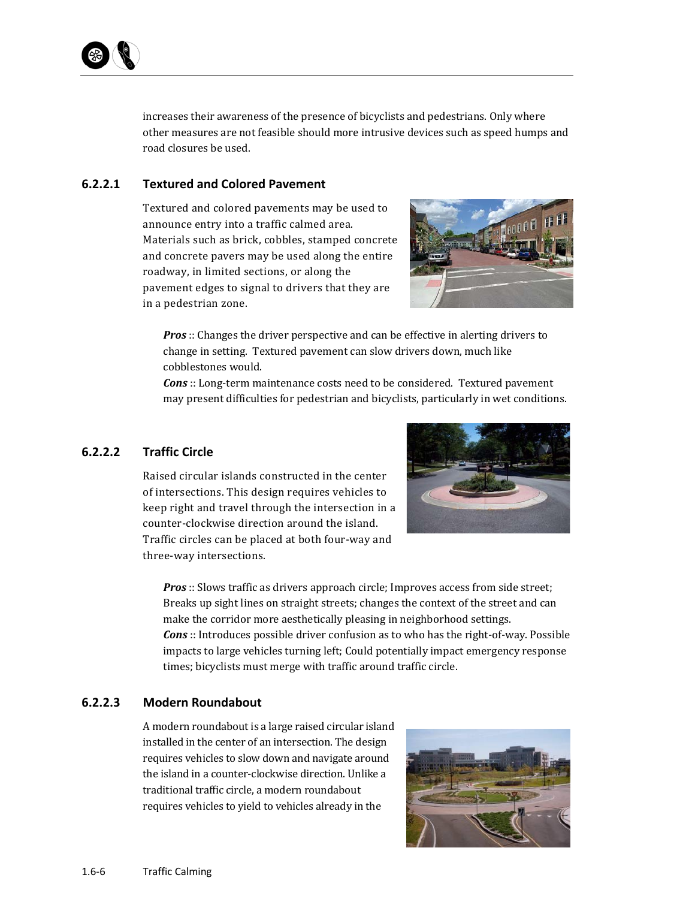increases their awareness of the presence of bicyclists and pedestrians. Only where other measures are not feasible should more intrusive devices such as speed humps and road closures be used.

#### 6.2.2.1 Textured and Colored Pavement

Textured and colored pavements may be used to announce entry into a traffic calmed area. Materials such as brick, cobbles, stamped concrete and concrete pavers may be used along the entire roadway, in limited sections, or along the pavement edges to signal to drivers that they are in a pedestrian zone.

***Pros*** :: Changes the driver perspective and can be effective in alerting drivers to change in setting. Textured pavement can slow drivers down, much like cobblestones would.
***Cons*** :: Long-term maintenance costs need to be considered. Textured pavement may present difficulties for pedestrian and bicyclists, particularly in wet conditions.

#### 6.2.2.2 Traffic Circle

Raised circular islands constructed in the center of intersections. This design requires vehicles to keep right and travel through the intersection in a counter-clockwise direction around the island. Traffic circles can be placed at both four-way and three-way intersections.

***Pros*** :: Slows traffic as drivers approach circle; Improves access from side street; Breaks up sight lines on straight streets; changes the context of the street and can make the corridor more aesthetically pleasing in neighborhood settings.
***Cons*** :: Introduces possible driver confusion as to who has the right-of-way. Possible impacts to large vehicles turning left; Could potentially impact emergency response times; bicyclists must merge with traffic around traffic circle.

#### 6.2.2.3 Modern Roundabout

A modern roundabout is a large raised circular island installed in the center of an intersection. The design requires vehicles to slow down and navigate around the island in a counter-clockwise direction. Unlike a traditional traffic circle, a modern roundabout requires vehicles to yield to vehicles already in the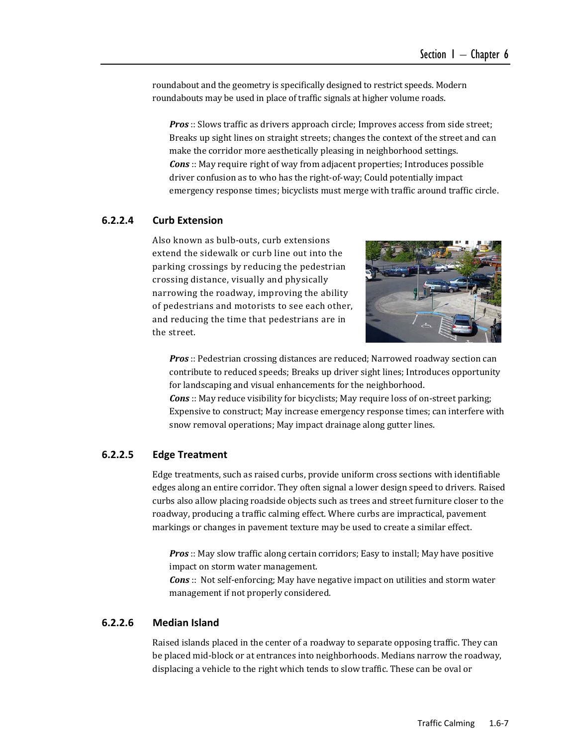roundabout and the geometry is specifically designed to restrict speeds. Modern roundabouts may be used in place of traffic signals at higher volume roads.

***Pros*** :: Slows traffic as drivers approach circle; Improves access from side street; Breaks up sight lines on straight streets; changes the context of the street and can make the corridor more aesthetically pleasing in neighborhood settings.
***Cons*** :: May require right of way from adjacent properties; Introduces possible driver confusion as to who has the right-of-way; Could potentially impact emergency response times; bicyclists must merge with traffic around traffic circle.

### 6.2.2.4 Curb Extension

Also known as bulb-outs, curb extensions extend the sidewalk or curb line out into the parking crossings by reducing the pedestrian crossing distance, visually and physically narrowing the roadway, improving the ability of pedestrians and motorists to see each other, and reducing the time that pedestrians are in the street.

***Pros*** :: Pedestrian crossing distances are reduced; Narrowed roadway section can contribute to reduced speeds; Breaks up driver sight lines; Introduces opportunity for landscaping and visual enhancements for the neighborhood.
***Cons*** :: May reduce visibility for bicyclists; May require loss of on-street parking; Expensive to construct; May increase emergency response times; can interfere with snow removal operations; May impact drainage along gutter lines.

### 6.2.2.5 Edge Treatment

Edge treatments, such as raised curbs, provide uniform cross sections with identifiable edges along an entire corridor. They often signal a lower design speed to drivers. Raised curbs also allow placing roadside objects such as trees and street furniture closer to the roadway, producing a traffic calming effect. Where curbs are impractical, pavement markings or changes in pavement texture may be used to create a similar effect.

***Pros*** :: May slow traffic along certain corridors; Easy to install; May have positive impact on storm water management.
***Cons*** :: Not self-enforcing; May have negative impact on utilities and storm water management if not properly considered.

### 6.2.2.6 Median Island

Raised islands placed in the center of a roadway to separate opposing traffic. They can be placed mid-block or at entrances into neighborhoods. Medians narrow the roadway, displacing a vehicle to the right which tends to slow traffic. These can be oval or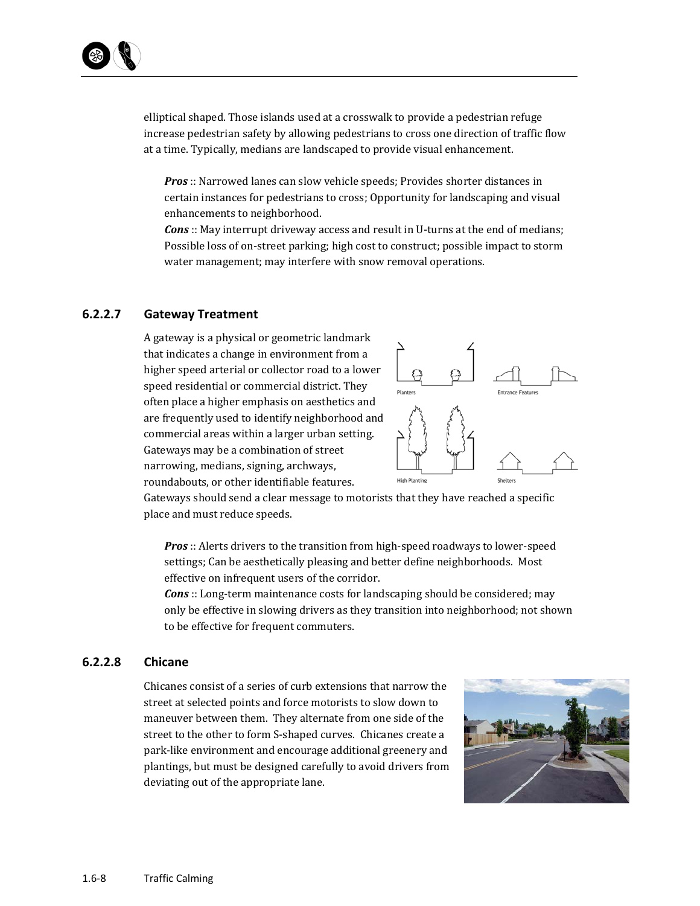elliptical shaped. Those islands used at a crosswalk to provide a pedestrian refuge increase pedestrian safety by allowing pedestrians to cross one direction of traffic flow at a time. Typically, medians are landscaped to provide visual enhancement.

***Pros*** :: Narrowed lanes can slow vehicle speeds; Provides shorter distances in certain instances for pedestrians to cross; Opportunity for landscaping and visual enhancements to neighborhood.
***Cons*** :: May interrupt driveway access and result in U-turns at the end of medians; Possible loss of on-street parking; high cost to construct; possible impact to storm water management; may interfere with snow removal operations.

### 6.2.2.7 Gateway Treatment

A gateway is a physical or geometric landmark that indicates a change in environment from a higher speed arterial or collector road to a lower speed residential or commercial district. They often place a higher emphasis on aesthetics and are frequently used to identify neighborhood and commercial areas within a larger urban setting. Gateways may be a combination of street narrowing, medians, signing, archways, roundabouts, or other identifiable features. Gateways should send a clear message to motorists that they have reached a specific place and must reduce speeds.

***Pros*** :: Alerts drivers to the transition from high-speed roadways to lower-speed settings; Can be aesthetically pleasing and better define neighborhoods. Most effective on infrequent users of the corridor.
***Cons*** :: Long-term maintenance costs for landscaping should be considered; may only be effective in slowing drivers as they transition into neighborhood; not shown to be effective for frequent commuters.

### 6.2.2.8 Chicane

Chicanes consist of a series of curb extensions that narrow the street at selected points and force motorists to slow down to maneuver between them. They alternate from one side of the street to the other to form S-shaped curves. Chicanes create a park-like environment and encourage additional greenery and plantings, but must be designed carefully to avoid drivers from deviating out of the appropriate lane.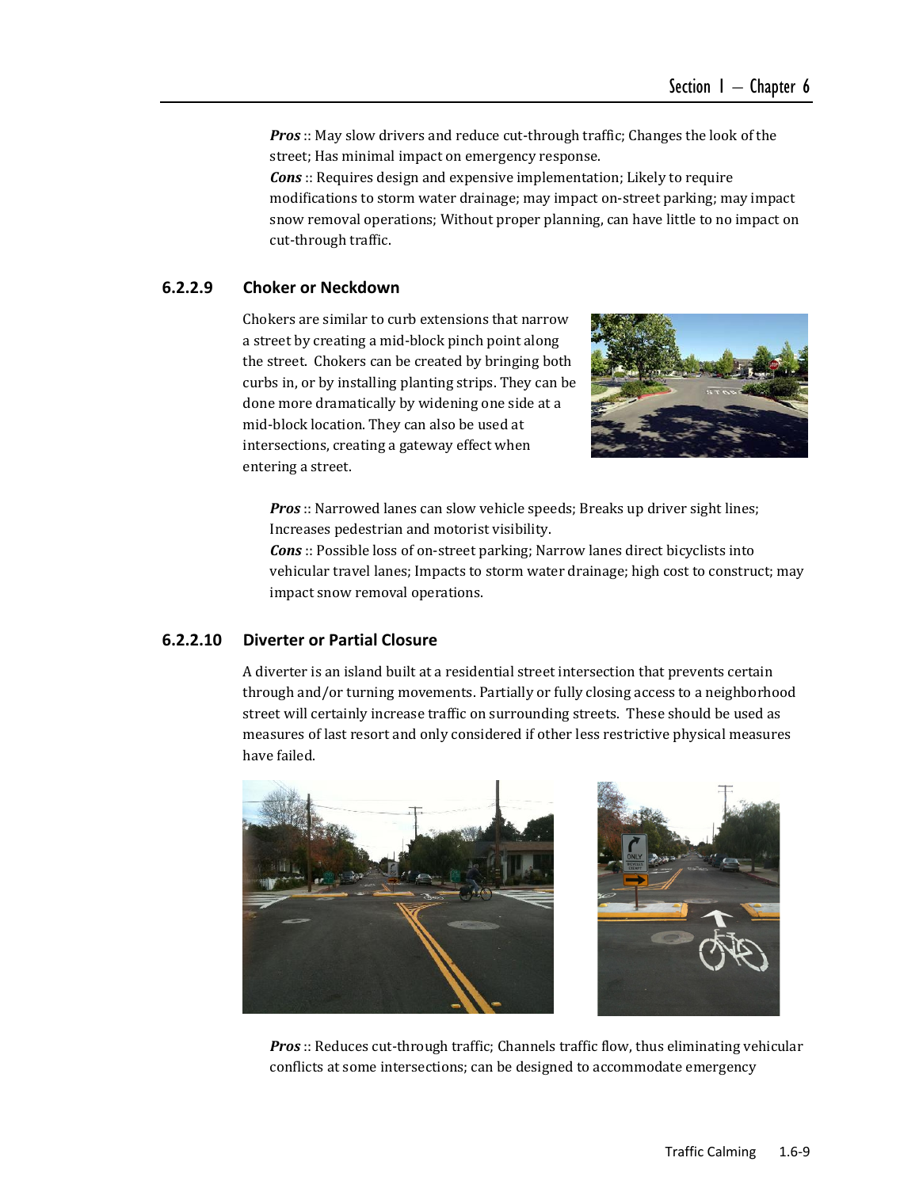***Pros*** :: May slow drivers and reduce cut-through traffic; Changes the look of the street; Has minimal impact on emergency response.
***Cons*** :: Requires design and expensive implementation; Likely to require modifications to storm water drainage; may impact on-street parking; may impact snow removal operations; Without proper planning, can have little to no impact on cut-through traffic.

### 6.2.2.9 Choker or Neckdown

Chokers are similar to curb extensions that narrow a street by creating a mid-block pinch point along the street. Chokers can be created by bringing both curbs in, or by installing planting strips. They can be done more dramatically by widening one side at a mid-block location. They can also be used at intersections, creating a gateway effect when entering a street.

***Pros*** :: Narrowed lanes can slow vehicle speeds; Breaks up driver sight lines; Increases pedestrian and motorist visibility.
***Cons*** :: Possible loss of on-street parking; Narrow lanes direct bicyclists into vehicular travel lanes; Impacts to storm water drainage; high cost to construct; may impact snow removal operations.

### 6.2.2.10 Diverter or Partial Closure

A diverter is an island built at a residential street intersection that prevents certain through and/or turning movements. Partially or fully closing access to a neighborhood street will certainly increase traffic on surrounding streets. These should be used as measures of last resort and only considered if other less restrictive physical measures have failed.

***Pros*** :: Reduces cut-through traffic; Channels traffic flow, thus eliminating vehicular conflicts at some intersections; can be designed to accommodate emergency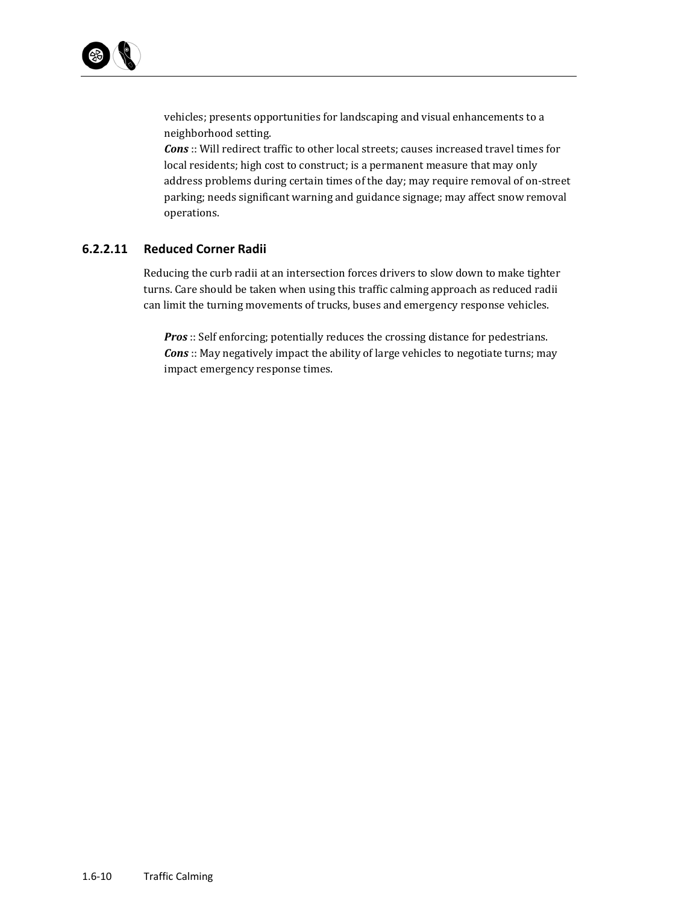vehicles; presents opportunities for landscaping and visual enhancements to a neighborhood setting.
***Cons*** :: Will redirect traffic to other local streets; causes increased travel times for local residents; high cost to construct; is a permanent measure that may only address problems during certain times of the day; may require removal of on-street parking; needs significant warning and guidance signage; may affect snow removal operations.

### 6.2.2.11 Reduced Corner Radii

Reducing the curb radii at an intersection forces drivers to slow down to make tighter turns. Care should be taken when using this traffic calming approach as reduced radii can limit the turning movements of trucks, buses and emergency response vehicles.

***Pros*** :: Self enforcing; potentially reduces the crossing distance for pedestrians.
***Cons*** :: May negatively impact the ability of large vehicles to negotiate turns; may impact emergency response times.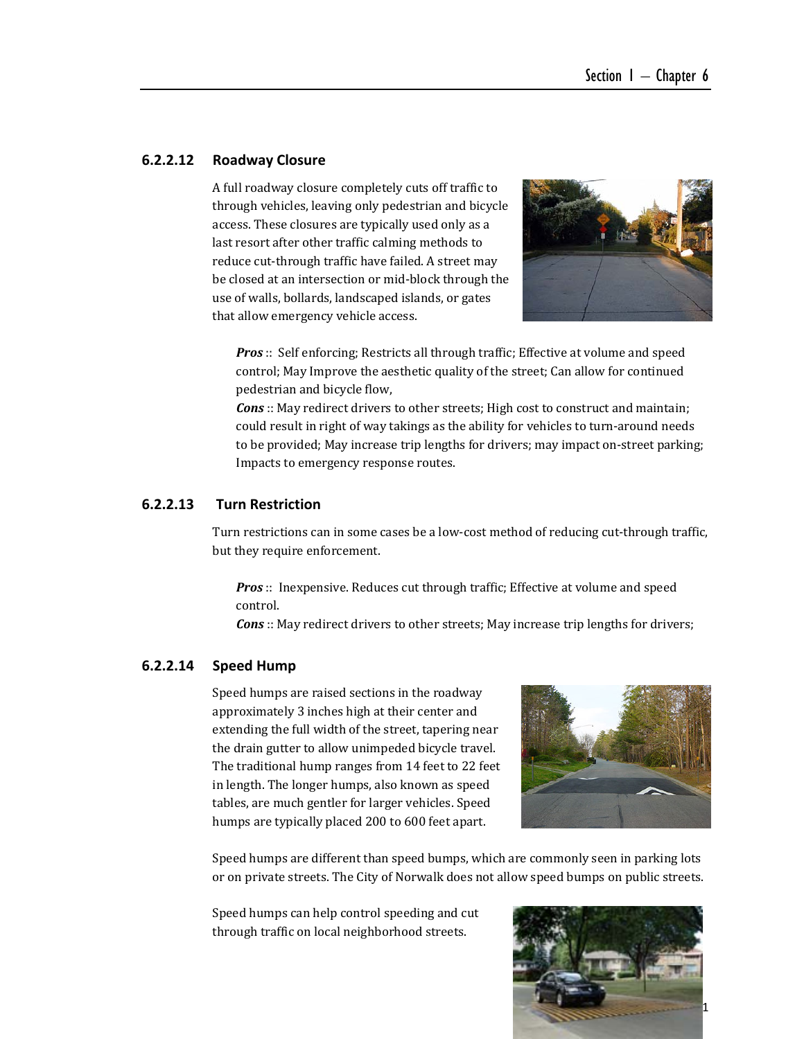### 6.2.2.12 Roadway Closure

A full roadway closure completely cuts off traffic to through vehicles, leaving only pedestrian and bicycle access. These closures are typically used only as a last resort after other traffic calming methods to reduce cut-through traffic have failed. A street may be closed at an intersection or mid-block through the use of walls, bollards, landscaped islands, or gates that allow emergency vehicle access.

***Pros*** :: Self enforcing; Restricts all through traffic; Effective at volume and speed control; May Improve the aesthetic quality of the street; Can allow for continued pedestrian and bicycle flow,
***Cons*** :: May redirect drivers to other streets; High cost to construct and maintain; could result in right of way takings as the ability for vehicles to turn-around needs to be provided; May increase trip lengths for drivers; may impact on-street parking; Impacts to emergency response routes.

### 6.2.2.13 Turn Restriction

Turn restrictions can in some cases be a low-cost method of reducing cut-through traffic, but they require enforcement.

***Pros*** :: Inexpensive. Reduces cut through traffic; Effective at volume and speed control.
***Cons*** :: May redirect drivers to other streets; May increase trip lengths for drivers;

### 6.2.2.14 Speed Hump

Speed humps are raised sections in the roadway approximately 3 inches high at their center and extending the full width of the street, tapering near the drain gutter to allow unimpeded bicycle travel. The traditional hump ranges from 14 feet to 22 feet in length. The longer humps, also known as speed tables, are much gentler for larger vehicles. Speed humps are typically placed 200 to 600 feet apart.

Speed humps are different than speed bumps, which are commonly seen in parking lots or on private streets. The City of Norwalk does not allow speed bumps on public streets.

Speed humps can help control speeding and cut through traffic on local neighborhood streets.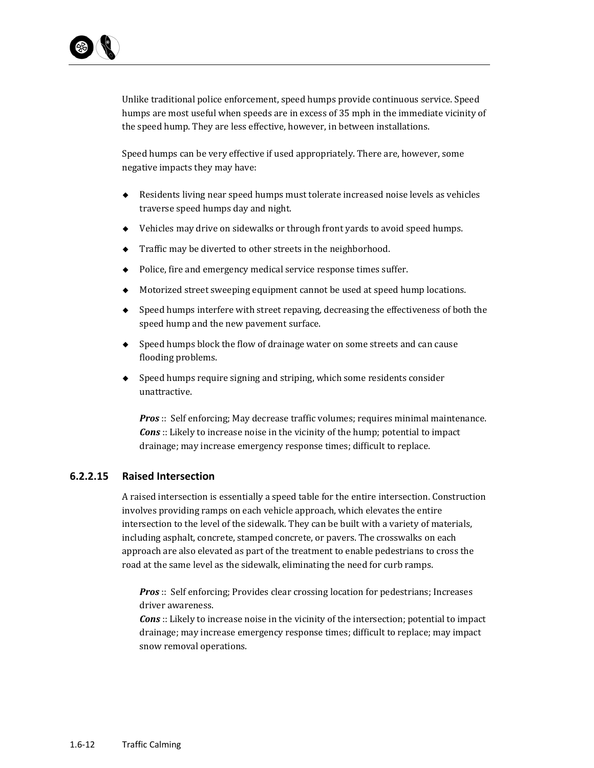Unlike traditional police enforcement, speed humps provide continuous service. Speed humps are most useful when speeds are in excess of 35 mph in the immediate vicinity of the speed hump. They are less effective, however, in between installations.

Speed humps can be very effective if used appropriately. There are, however, some negative impacts they may have:

- Residents living near speed humps must tolerate increased noise levels as vehicles traverse speed humps day and night.
- Vehicles may drive on sidewalks or through front yards to avoid speed humps.
- Traffic may be diverted to other streets in the neighborhood.
- Police, fire and emergency medical service response times suffer.
- Motorized street sweeping equipment cannot be used at speed hump locations.
- Speed humps interfere with street repaving, decreasing the effectiveness of both the speed hump and the new pavement surface.
- Speed humps block the flow of drainage water on some streets and can cause flooding problems.
- Speed humps require signing and striping, which some residents consider unattractive.

***Pros*** :: Self enforcing; May decrease traffic volumes; requires minimal maintenance.
***Cons*** :: Likely to increase noise in the vicinity of the hump; potential to impact drainage; may increase emergency response times; difficult to replace.

### 6.2.2.15 Raised Intersection

A raised intersection is essentially a speed table for the entire intersection. Construction involves providing ramps on each vehicle approach, which elevates the entire intersection to the level of the sidewalk. They can be built with a variety of materials, including asphalt, concrete, stamped concrete, or pavers. The crosswalks on each approach are also elevated as part of the treatment to enable pedestrians to cross the road at the same level as the sidewalk, eliminating the need for curb ramps.

***Pros*** :: Self enforcing; Provides clear crossing location for pedestrians; Increases driver awareness.
***Cons*** :: Likely to increase noise in the vicinity of the intersection; potential to impact drainage; may increase emergency response times; difficult to replace; may impact snow removal operations.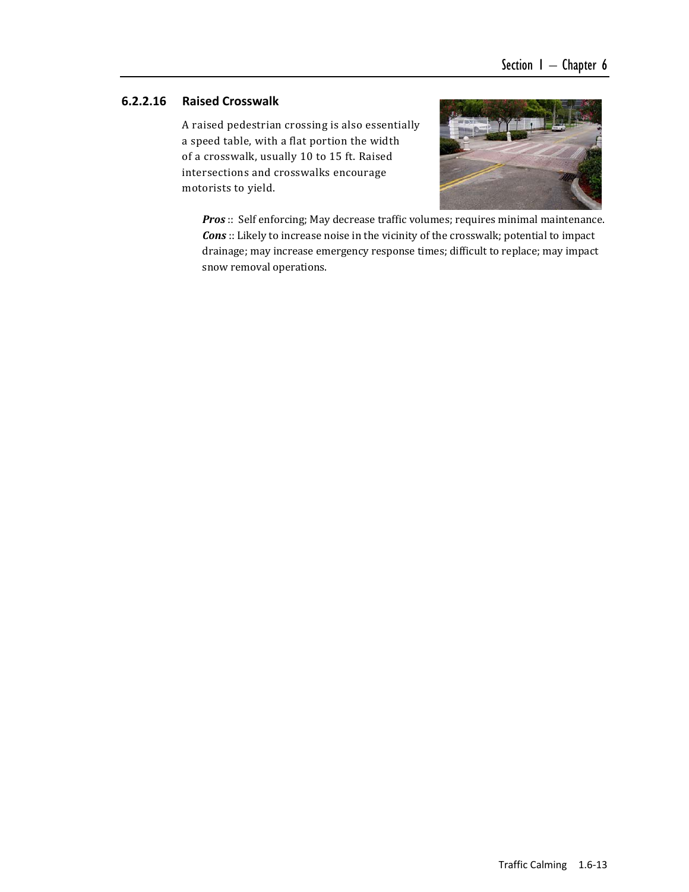### 6.2.2.16 Raised Crosswalk

A raised pedestrian crossing is also essentially a speed table, with a flat portion the width of a crosswalk, usually 10 to 15 ft. Raised intersections and crosswalks encourage motorists to yield.

***Pros*** :: Self enforcing; May decrease traffic volumes; requires minimal maintenance.
***Cons*** :: Likely to increase noise in the vicinity of the crosswalk; potential to impact drainage; may increase emergency response times; difficult to replace; may impact snow removal operations.